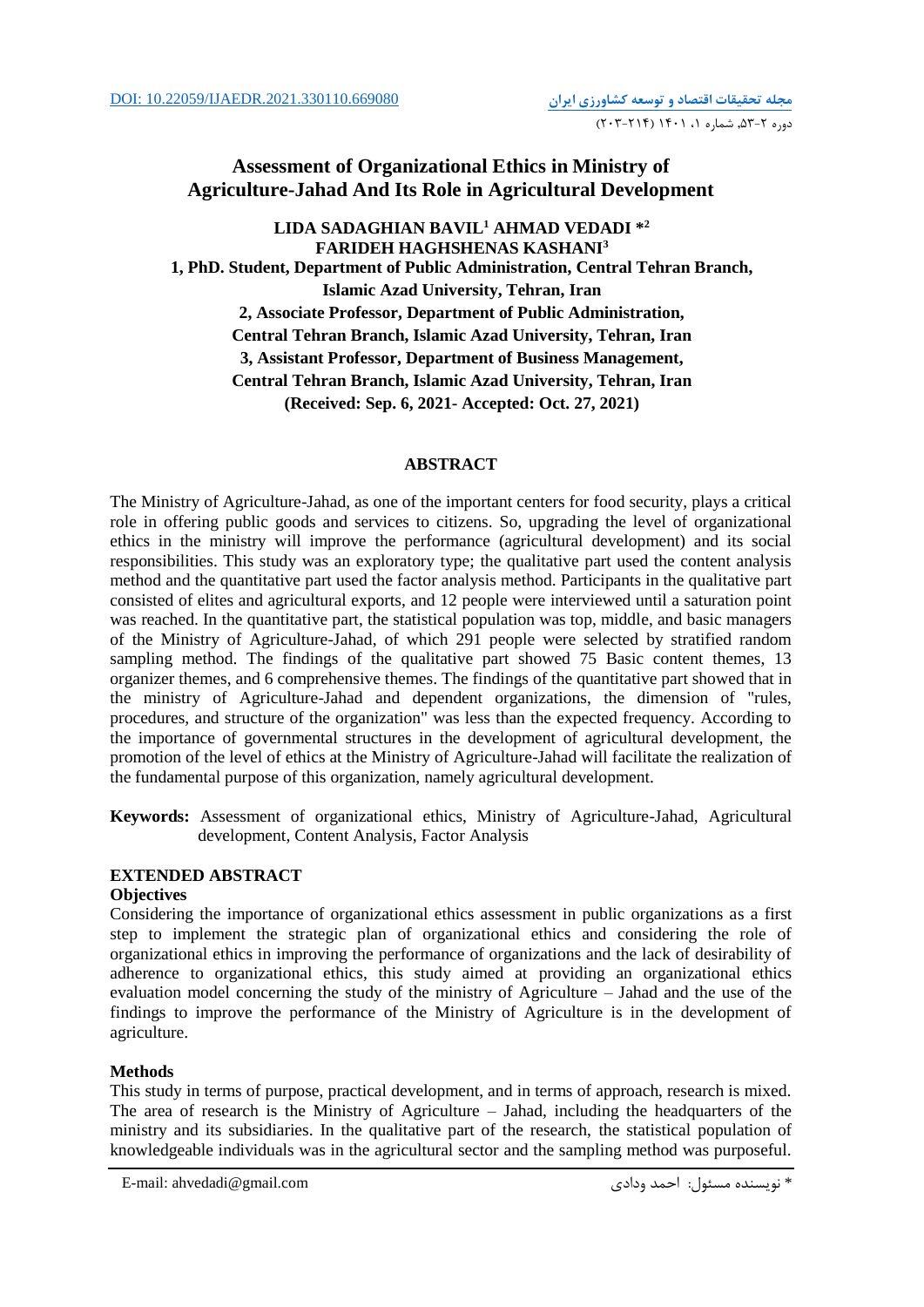DOI: 10.22059/IJAEDR.2021.330110.669080

# Assessment of Organizational Ethics in Ministry of Agriculture-Jahad And Its Role in Agricultural Development

**LIDA SADAGHIAN BAVIL[1] AHMAD VEDADI *[2] FARIDEH HAGHSHENAS KASHANI[3]**

**1, PhD. Student, Department of Public Administration, Central Tehran Branch, Islamic Azad University, Tehran, Iran**

**2, Associate Professor, Department of Public Administration, Central Tehran Branch, Islamic Azad University, Tehran, Iran**

**3, Assistant Professor, Department of Business Management, Central Tehran Branch, Islamic Azad University, Tehran, Iran**

**(Received: Sep. 6, 2021- Accepted: Oct. 27, 2021)**

## ABSTRACT

The Ministry of Agriculture-Jahad, as one of the important centers for food security, plays a critical role in offering public goods and services to citizens. So, upgrading the level of organizational ethics in the ministry will improve the performance (agricultural development) and its social responsibilities. This study was an exploratory type; the qualitative part used the content analysis method and the quantitative part used the factor analysis method. Participants in the qualitative part consisted of elites and agricultural exports, and 12 people were interviewed until a saturation point was reached. In the quantitative part, the statistical population was top, middle, and basic managers of the Ministry of Agriculture-Jahad, of which 291 people were selected by stratified random sampling method. The findings of the qualitative part showed 75 Basic content themes, 13 organizer themes, and 6 comprehensive themes. The findings of the quantitative part showed that in the ministry of Agriculture-Jahad and dependent organizations, the dimension of "rules, procedures, and structure of the organization" was less than the expected frequency. According to the importance of governmental structures in the development of agricultural development, the promotion of the level of ethics at the Ministry of Agriculture-Jahad will facilitate the realization of the fundamental purpose of this organization, namely agricultural development.

**Keywords:** Assessment of organizational ethics, Ministry of Agriculture-Jahad, Agricultural development, Content Analysis, Factor Analysis

## EXTENDED ABSTRACT

### Objectives

Considering the importance of organizational ethics assessment in public organizations as a first step to implement the strategic plan of organizational ethics and considering the role of organizational ethics in improving the performance of organizations and the lack of desirability of adherence to organizational ethics, this study aimed at providing an organizational ethics evaluation model concerning the study of the ministry of Agriculture – Jahad and the use of the findings to improve the performance of the Ministry of Agriculture is in the development of agriculture.

### Methods

This study in terms of purpose, practical development, and in terms of approach, research is mixed. The area of research is the Ministry of Agriculture – Jahad, including the headquarters of the ministry and its subsidiaries. In the qualitative part of the research, the statistical population of knowledgeable individuals was in the agricultural sector and the sampling method was purposeful.

E-mail: ahvedadi@gmail.com

* نویسنده مسئول: احمد ودادی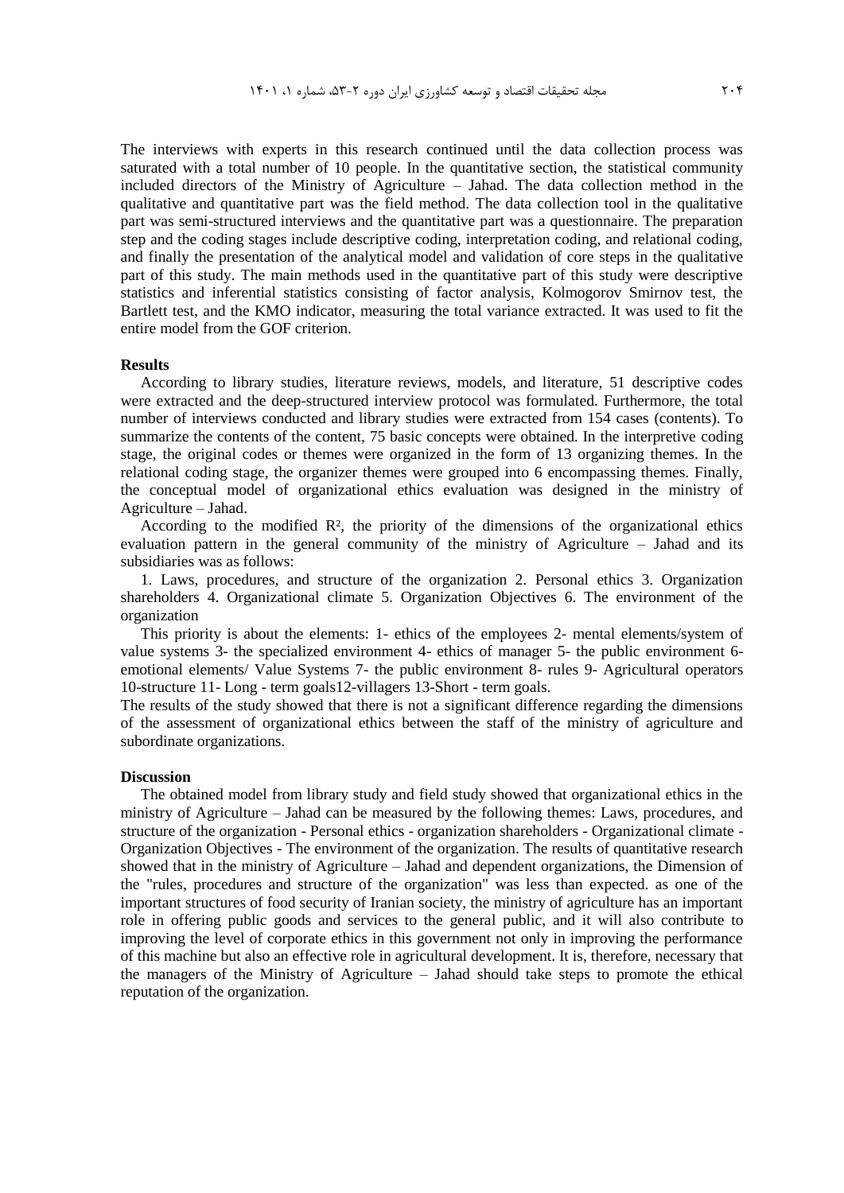The interviews with experts in this research continued until the data collection process was saturated with a total number of 10 people. In the quantitative section, the statistical community included directors of the Ministry of Agriculture – Jahad. The data collection method in the qualitative and quantitative part was the field method. The data collection tool in the qualitative part was semi-structured interviews and the quantitative part was a questionnaire. The preparation step and the coding stages include descriptive coding, interpretation coding, and relational coding, and finally the presentation of the analytical model and validation of core steps in the qualitative part of this study. The main methods used in the quantitative part of this study were descriptive statistics and inferential statistics consisting of factor analysis, Kolmogorov Smirnov test, the Bartlett test, and the KMO indicator, measuring the total variance extracted. It was used to fit the entire model from the GOF criterion.

**Results**

According to library studies, literature reviews, models, and literature, 51 descriptive codes were extracted and the deep-structured interview protocol was formulated. Furthermore, the total number of interviews conducted and library studies were extracted from 154 cases (contents). To summarize the contents of the content, 75 basic concepts were obtained. In the interpretive coding stage, the original codes or themes were organized in the form of 13 organizing themes. In the relational coding stage, the organizer themes were grouped into 6 encompassing themes. Finally, the conceptual model of organizational ethics evaluation was designed in the ministry of Agriculture – Jahad.

According to the modified $R^2$, the priority of the dimensions of the organizational ethics evaluation pattern in the general community of the ministry of Agriculture – Jahad and its subsidiaries was as follows:

1. Laws, procedures, and structure of the organization 2. Personal ethics 3. Organization shareholders 4. Organizational climate 5. Organization Objectives 6. The environment of the organization

This priority is about the elements: 1- ethics of the employees 2- mental elements/system of value systems 3- the specialized environment 4- ethics of manager 5- the public environment 6- emotional elements/ Value Systems 7- the public environment 8- rules 9- Agricultural operators 10-structure 11- Long - term goals12-villagers 13-Short - term goals.

The results of the study showed that there is not a significant difference regarding the dimensions of the assessment of organizational ethics between the staff of the ministry of agriculture and subordinate organizations.

**Discussion**

The obtained model from library study and field study showed that organizational ethics in the ministry of Agriculture – Jahad can be measured by the following themes: Laws, procedures, and structure of the organization - Personal ethics - organization shareholders - Organizational climate - Organization Objectives - The environment of the organization. The results of quantitative research showed that in the ministry of Agriculture – Jahad and dependent organizations, the Dimension of the "rules, procedures and structure of the organization" was less than expected. as one of the important structures of food security of Iranian society, the ministry of agriculture has an important role in offering public goods and services to the general public, and it will also contribute to improving the level of corporate ethics in this government not only in improving the performance of this machine but also an effective role in agricultural development. It is, therefore, necessary that the managers of the Ministry of Agriculture – Jahad should take steps to promote the ethical reputation of the organization.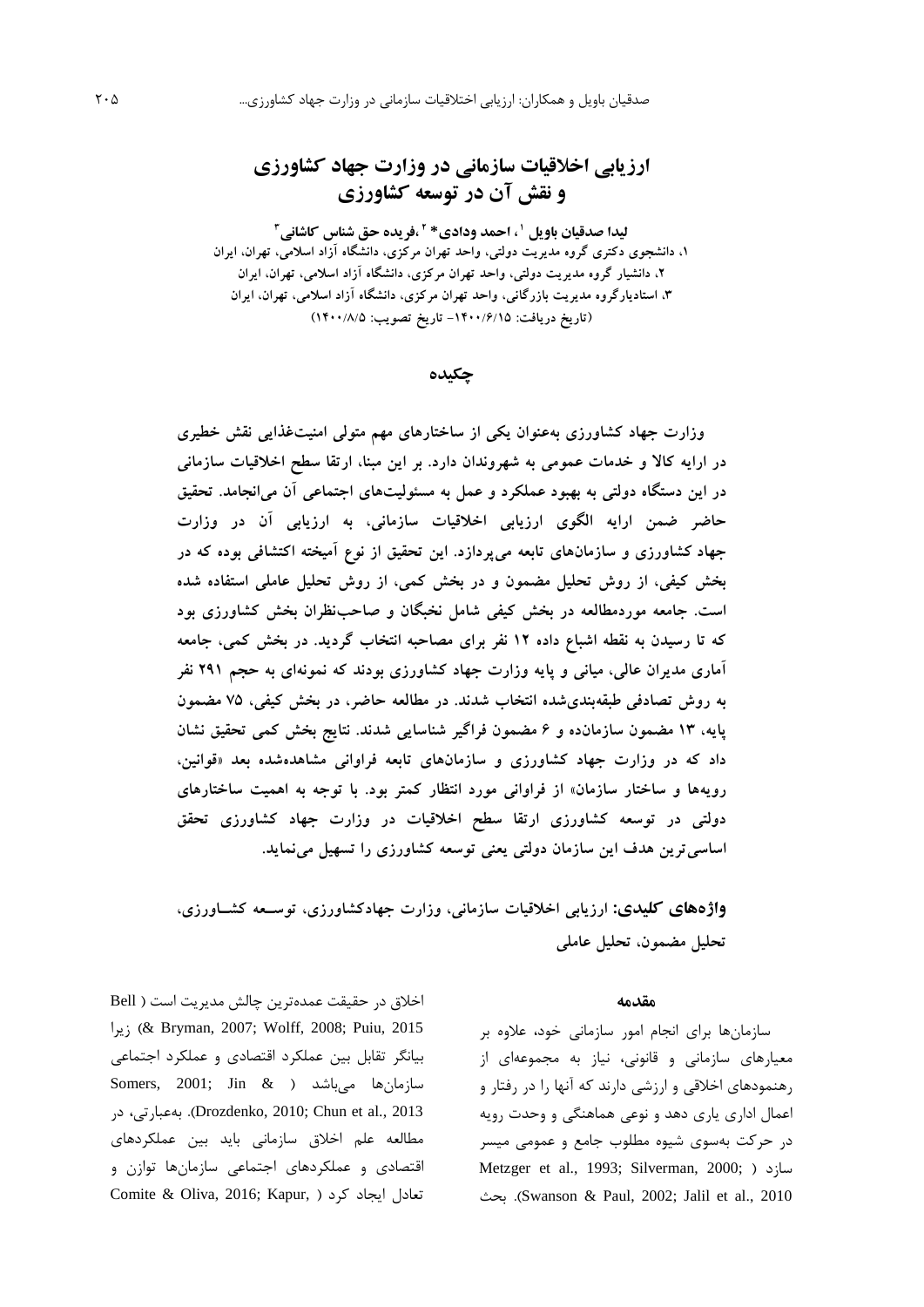# ارزیابی اخلاقیات سازمانی در وزارت جهاد کشاورزی و نقش آن در توسعه کشاورزی

**لیدا صدقیان باویل [1]، احمد ودادی* [2]،فریده حق شناس کاشانی [3]**

۱، دانشجوی دکتری گروه مدیریت دولتی، واحد تهران مرکزی، دانشگاه آزاد اسلامی، تهران، ایران

۲، دانشیار گروه مدیریت دولتی، واحد تهران مرکزی، دانشگاه آزاد اسلامی، تهران، ایران

۳، استادیارگروه مدیریت بازرگانی، واحد تهران مرکزی، دانشگاه آزاد اسلامی، تهران، ایران

(تاریخ دریافت: ۱۴۰۰/۶/۱۵- تاریخ تصویب: ۱۴۰۰/۸/۵)

## چکیده

**وزارت جهاد کشاورزی به‌عنوان یکی از ساختارهای مهم متولی امنیت‌غذایی نقش خطیری در ارایه کالا و خدمات عمومی به شهروندان دارد. بر این مبنا، ارتقا سطح اخلاقیات سازمانی در این دستگاه دولتی به بهبود عملکرد و عمل به مسئولیت‌های اجتماعی آن می‌انجامد. تحقیق حاضر ضمن ارایه الگوی ارزیابی اخلاقیات سازمانی، به ارزیابی آن در وزارت جهاد کشاورزی و سازمان‌های تابعه می‌پردازد. این تحقیق از نوع آمیخته اکتشافی بوده که در بخش کیفی، از روش تحلیل مضمون و در بخش کمی، از روش تحلیل عاملی استفاده شده است. جامعه موردمطالعه در بخش کیفی شامل نخبگان و صاحب‌نظران بخش کشاورزی بود که تا رسیدن به نقطه اشباع داده ۱۲ نفر برای مصاحبه انتخاب گردید. در بخش کمی، جامعه آماری مدیران عالی، میانی و پایه وزارت جهاد کشاورزی بودند که نمونه‌ای به حجم ۲۹۱ نفر به روش تصادفی طبقه‌بندی‌شده انتخاب شدند. در مطالعه حاضر، در بخش کیفی، ۷۵ مضمون پایه، ۱۳ مضمون سازمان‌ده و ۶ مضمون فراگیر شناسایی شدند. نتایج بخش کمی تحقیق نشان داد که در وزارت جهاد کشاورزی و سازمان‌های تابعه فراوانی مشاهده‌شده بعد «قوانین، رویه‌ها و ساختار سازمان» از فراوانی مورد انتظار کمتر بود. با توجه به اهمیت ساختارهای دولتی در توسعه کشاورزی ارتقا سطح اخلاقیات در وزارت جهاد کشاورزی تحقق اساسی‌ترین هدف این سازمان دولتی یعنی توسعه کشاورزی را تسهیل می‌نماید.**

**واژه‌های کلیدی:** **ارزیابی اخلاقیات سازمانی، وزارت جهادکشاورزی، توسعه کشاورزی، تحلیل مضمون، تحلیل عاملی**

## مقدمه

سازمان‌ها برای انجام امور سازمانی خود، علاوه بر معیارهای سازمانی و قانونی، نیاز به مجموعه‌ای از رهنمودهای اخلاقی و ارزشی دارند که آنها را در رفتار و اعمال اداری یاری دهد و نوعی هماهنگی و وحدت رویه در حرکت به‌سوی شیوه مطلوب جامع و عمومی میسر سازد (Metzger et al., 1993; Silverman, 2000; Swanson & Paul, 2002; Jalil et al., 2010). بحث اخلاق در حقیقت عمده‌ترین چالش مدیریت است (Bell & Bryman, 2007; Wolff, 2008; Puiu, 2015) زیرا بیانگر تقابل بین عملکرد اقتصادی و عملکرد اجتماعی سازمان‌ها می‌باشد (Somers, 2001; Jin & Drozdenko, 2010; Chun et al., 2013). به‌عبارتی، در مطالعه علم اخلاق سازمانی باید بین عملکردهای اقتصادی و عملکردهای اجتماعی سازمان‌ها توازن و تعادل ایجاد کرد (Comite & Oliva, 2016; Kapur,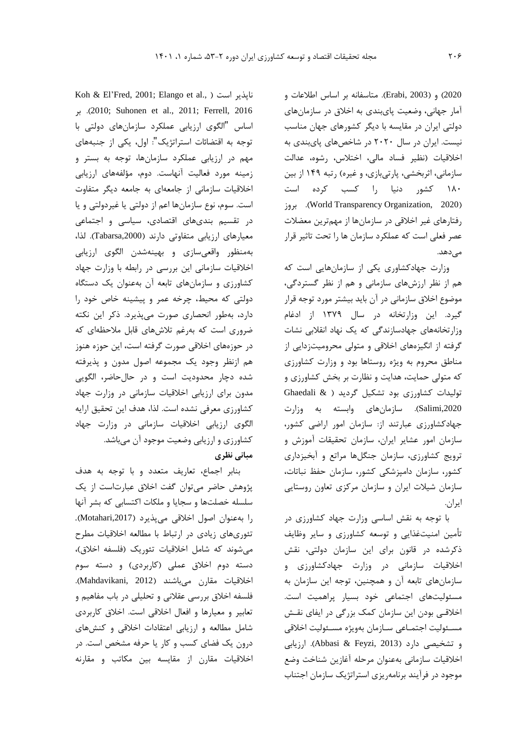2020) و (Erabi, 2003). متاسفانه بر اساس اطلاعات و آمار جهانی، وضعیت پای‌بندی به اخلاق در سازمان‌های دولتی ایران در مقایسه با دیگر کشورهای جهان مناسب نیست. ایران در سال ۲۰۲۰ در شاخص‌های پای‌بندی به اخلاقیات (نظیر فساد مالی، اختلاس، رشوه، عدالت سازمانی، اثربخشی، پارتی‌بازی، و غیره) رتبه ۱۴۹ از بین ۱۸۰ کشور دنیا را کسب کرده است (World Transparency Organization, 2020). بروز رفتارهای غیر اخلاقی در سازمان‌ها از مهم‌ترین معضلات عصر فعلی است که عملکرد سازمان ها را تحت تاثیر قرار می‌دهد.

وزارت جهادکشاورزی یکی از سازمان‌هایی است که هم از نظر ارزش‌های سازمانی و هم از نظر گستردگی، موضوع اخلاق سازمانی در آن باید بیشتر مورد توجه قرار گیرد. این وزارتخانه در سال ۱۳۷۹ از ادغام وزارتخانه‌های جهادسازندگی که یک نهاد انقلابی نشات گرفته از انگیزه‌های اخلاقی و متولی محرومیت‌زدایی از مناطق محروم به ویژه روستاها بود و وزارت کشاورزی که متولی حمایت، هدایت و نظارت بر بخش کشاورزی و تولیدات کشاورزی بود تشکیل گردید ( Ghaedali & Salimi,2020). سازمان‌های وابسته به وزارت جهادکشاورزی عبارتند از: سازمان امور اراضی کشور، سازمان امور عشایر ایران، سازمان تحقیقات آموزش و ترویج کشاورزی، سازمان جنگل‌ها مراتع و آبخیزداری کشور، سازمان دامپزشکی کشور، سازمان حفظ نباتات، سازمان شیلات ایران و سازمان مرکزی تعاون روستایی ایران.

با توجه به نقش اساسی وزارت جهاد کشاورزی در تأمین امنیت‌غذایی و توسعه کشاورزی و سایر وظایف ذکرشده در قانون برای این سازمان دولتی، نقش اخلاقیات سازمانی در وزارت جهادکشاورزی و سازمان‌های تابعه آن و همچنین، توجه این سازمان به مسئولیت‌های اجتماعی خود بسیار پراهمیت است. اخلاقی بودن این سازمان کمک بزرگی در ایفای نقش مسئولیت اجتماعی سازمان به‌ویژه مسئولیت اخلاقی و تشخیصی دارد (Abbasi & Feyzi, 2013). ارزیابی اخلاقیات سازمانی به‌عنوان مرحله آغازین شناخت وضع موجود در فرآیند برنامه‌ریزی استراتژیک سازمان اجتناب ناپذیر است ( Koh & El'Fred, 2001; Elango et al., 2010; Suhonen et al., 2011; Ferrell, 2016). بر اساس "الگوی ارزیابی عملکرد سازمان‌های دولتی با توجه به اقتضائات استراتژیک": اول، یکی از جنبه‌های مهم در ارزیابی عملکرد سازمان‌ها، توجه به بستر و زمینه مورد فعالیت آنهاست. دوم، مؤلفه‌های ارزیابی اخلاقیات سازمانی از جامعه‌ای به جامعه دیگر متفاوت است. سوم، نوع سازمان‌ها اعم از دولتی یا غیردولتی و یا در تقسیم بندی‌های اقتصادی، سیاسی و اجتماعی معیارهای ارزیابی متفاوتی دارند (Tabarsa,2000). لذا، به‌منظور واقعی‌سازی و بهینه‌شدن الگوی ارزیابی اخلاقیات سازمانی این بررسی در رابطه با وزارت جهاد کشاورزی و سازمان‌های تابعه آن به‌عنوان یک دستگاه دولتی که محیط، چرخه عمر و پیشینه خاص خود را دارد، به‌طور انحصاری صورت می‌پذیرد. ذکر این نکته ضروری است که به‌رغم تلاش‌های قابل ملاحظه‌ای که در حوزه‌های اخلاقی صورت گرفته است، این حوزه هنوز هم ازنظر وجود یک مجموعه اصول مدون و پذیرفته شده دچار محدودیت است و در حال‌حاضر، الگویی مدون برای ارزیابی اخلاقیات سازمانی در وزارت جهاد کشاورزی معرفی نشده است. لذا، هدف این تحقیق ارایه الگوی ارزیابی اخلاقیات سازمانی در وزارت جهاد کشاورزی و ارزیابی وضعیت موجود آن می‌باشد.

## مبانی نظری

بنابر اجماع، تعاریف متعدد و با توجه به هدف پژوهش حاضر می‌توان گفت اخلاق عبارت‌است از یک سلسله خصلت‌ها و سجایا و ملکات اکتسابی که بشر آنها را به‌عنوان اصول اخلاقی می‌پذیرد (Motahari,2017). تئوری‌های زیادی در ارتباط با مطالعه اخلاقیات مطرح می‌شوند که شامل اخلاقیات تئوریک (فلسفه اخلاق)، دسته دوم اخلاق عملی (کاربردی) و دسته سوم اخلاقیات مقارن می‌باشند (Mahdavikani, 2012). فلسفه اخلاق بررسی عقلانی و تحلیلی در باب مفاهیم و تعابیر و معیارها و افعال اخلاقی است. اخلاق کاربردی شامل مطالعه و ارزیابی اعتقادات اخلاقی و کنش‌های درون یک فضای کسب و کار یا حرفه مشخص است. در اخلاقیات مقارن از مقایسه بین مکاتب و مقارنه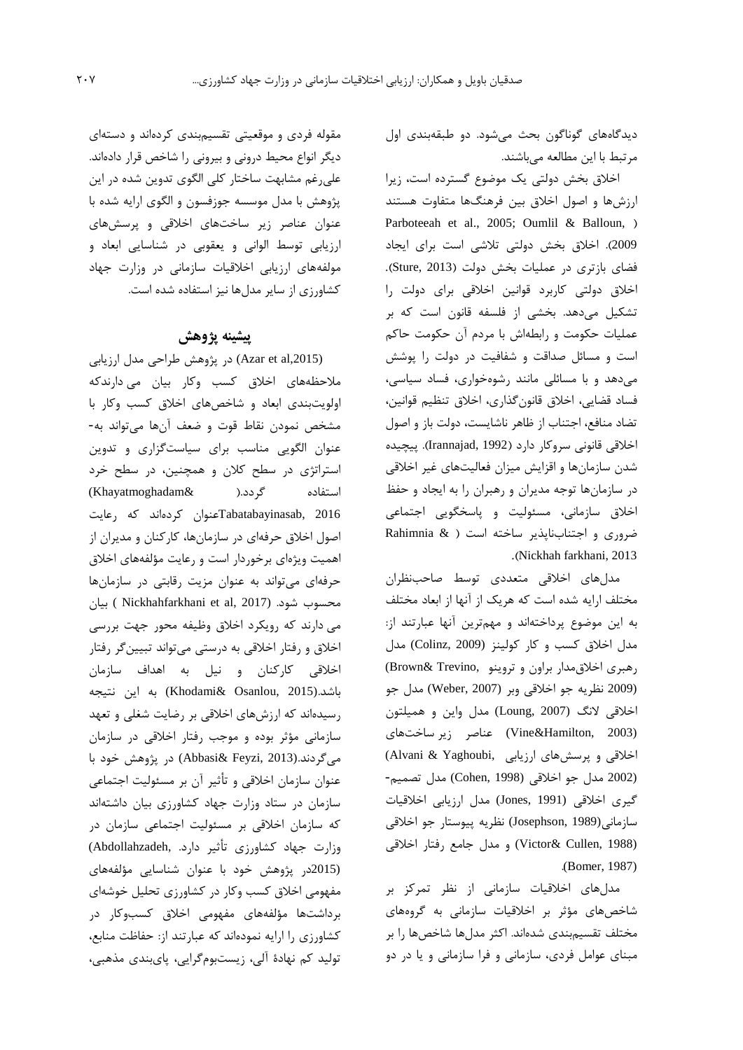دیدگاه‌های گوناگون بحث می‌شود. دو طبقه‌بندی اول مرتبط با این مطالعه می‌باشند.

اخلاق بخش دولتی یک موضوع گسترده است، زیرا ارزش‌ها و اصول اخلاق بین فرهنگ‌ها متفاوت هستند (Parboteeah et al., 2005; Oumlil & Balloun, 2009). اخلاق بخش دولتی تلاشی است برای ایجاد فضای بازتری در عملیات بخش دولت (Sture, 2013). اخلاق دولتی کاربرد قوانین اخلاقی برای دولت را تشکیل می‌دهد. بخشی از فلسفه قانون است که بر عملیات حکومت و رابطه‌اش با مردم آن حکومت حاکم است و مسائل صداقت و شفافیت در دولت را پوشش می‌دهد و با مسائلی مانند رشوه‌خواری، فساد سیاسی، فساد قضایی، اخلاق قانون‌گذاری، اخلاق تنظیم قوانین، تضاد منافع، اجتناب از ظاهر ناشایست، دولت باز و اصول اخلاقی قانونی سروکار دارد (Irannajad, 1992). پیچیده شدن سازمان‌ها و افزایش میزان فعالیت‌های غیر اخلاقی در سازمان‌ها توجه مدیران و رهبران را به ایجاد و حفظ اخلاق سازمانی، مسئولیت و پاسخگویی اجتماعی ضروری و اجتناب‌ناپذیر ساخته است ( Rahimnia & Nickhah farkhani, 2013).

مدل‌های اخلاقی متعددی توسط صاحب‌نظران مختلف ارایه شده است که هریک از آنها از ابعاد مختلف به این موضوع پرداخته‌اند و مهم‌ترین آنها عبارتند از: مدل اخلاق کسب و کار کولینز (Colinz, 2009) مدل رهبری اخلاق‌مدار براون و تروینو (Brown& Trevino, 2009) نظریه جو اخلاقی وبر (Weber, 2007) مدل جو اخلاقی لانگ (Loung, 2007) مدل واین و همیلتون (Vine&Hamilton, 2003) عناصر زیر ساخت‌های اخلاقی و پرسش‌های ارزیابی (Alvani & Yaghoubi, 2002) مدل جو اخلاقی (Cohen, 1998) مدل تصمیم-گیری اخلاقی (Jones, 1991) مدل ارزیابی اخلاقیات سازمانی(Josephson, 1989) نظریه پیوستار جو اخلاقی (Victor& Cullen, 1988) و مدل جامع رفتار اخلاقی (Bomer, 1987).

مدل‌های اخلاقیات سازمانی از نظر تمرکز بر شاخص‌های مؤثر بر اخلاقیات سازمانی به گروه‌های مختلف تقسیم‌بندی شده‌اند. اکثر مدل‌ها شاخص‌ها را بر مبنای عوامل فردی، سازمانی و فرا سازمانی و یا در دو مقوله فردی و موقعیتی تقسیم‌بندی کرده‌اند و دسته‌ای دیگر انواع محیط درونی و بیرونی را شاخص قرار داده‌اند. علی‌رغم مشابهت ساختار کلی الگوی تدوین شده در این پژوهش با مدل موسسه جوزفسون و الگوی ارایه شده با عنوان عناصر زیر ساخت‌های اخلاقی و پرسش‌های ارزیابی توسط الوانی و یعقوبی در شناسایی ابعاد و مولفه‌های ارزیابی اخلاقیات سازمانی در وزارت جهاد کشاورزی از سایر مدل‌ها نیز استفاده شده است.

## پیشینه پژوهش

(Azar et al,2015) در پژوهش طراحی مدل ارزیابی ملاحظه‌های اخلاق کسب وکار بیان می دارندکه اولویت‌بندی ابعاد و شاخص‌های اخلاق کسب وکار با مشخص نمودن نقاط قوت و ضعف آن‌ها می‌تواند به-عنوان الگویی مناسب برای سیاست‌گزاری و تدوین استراتژی در سطح کلان و همچنین، در سطح خرد استفاده گردد.( Khayatmoghadam& Tabatabayinasab, 2016)عنوان کرده‌اند که رعایت اصول اخلاق حرفه‌ای در سازمان‌ها، کارکنان و مدیران از اهمیت ویژه‌ای برخوردار است و رعایت مؤلفه‌های اخلاق حرفه‌ای می‌تواند به عنوان مزیت رقابتی در سازمان‌ها محسوب شود. (Nickhahfarkhani et al, 2017 ) بیان می دارند که رویکرد اخلاق وظیفه محور جهت بررسی اخلاق و رفتار اخلاقی به درستی می‌تواند تبیین‌گر رفتار اخلاقی کارکنان و نیل به اهداف سازمان باشد.(Khodami& Osanlou, 2015) به این نتیجه رسیده‌اند که ارزش‌های اخلاقی بر رضایت شغلی و تعهد سازمانی مؤثر بوده و موجب رفتار اخلاقی در سازمان می‌گردند.(Abbasi& Feyzi, 2013) در پژوهش خود با عنوان سازمان اخلاقی و تأثیر آن بر مسئولیت اجتماعی سازمان در ستاد وزارت جهاد کشاورزی بیان داشته‌اند که سازمان اخلاقی بر مسئولیت اجتماعی سازمان در وزارت جهاد کشاورزی تأثیر دارد. (Abdollahzadeh, 2015)در پژوهش خود با عنوان شناسایی مؤلفه‌های مفهومی اخلاق کسب وکار در کشاورزی تحلیل خوشه‌ای برداشت‌ها مؤلفه‌های مفهومی اخلاق کسب‌وکار در کشاورزی را ارایه نموده‌اند که عبارتند از: حفاظت منابع، تولید کم نهادهٔ آلی، زیست‌بوم‌گرایی، پای‌بندی مذهبی،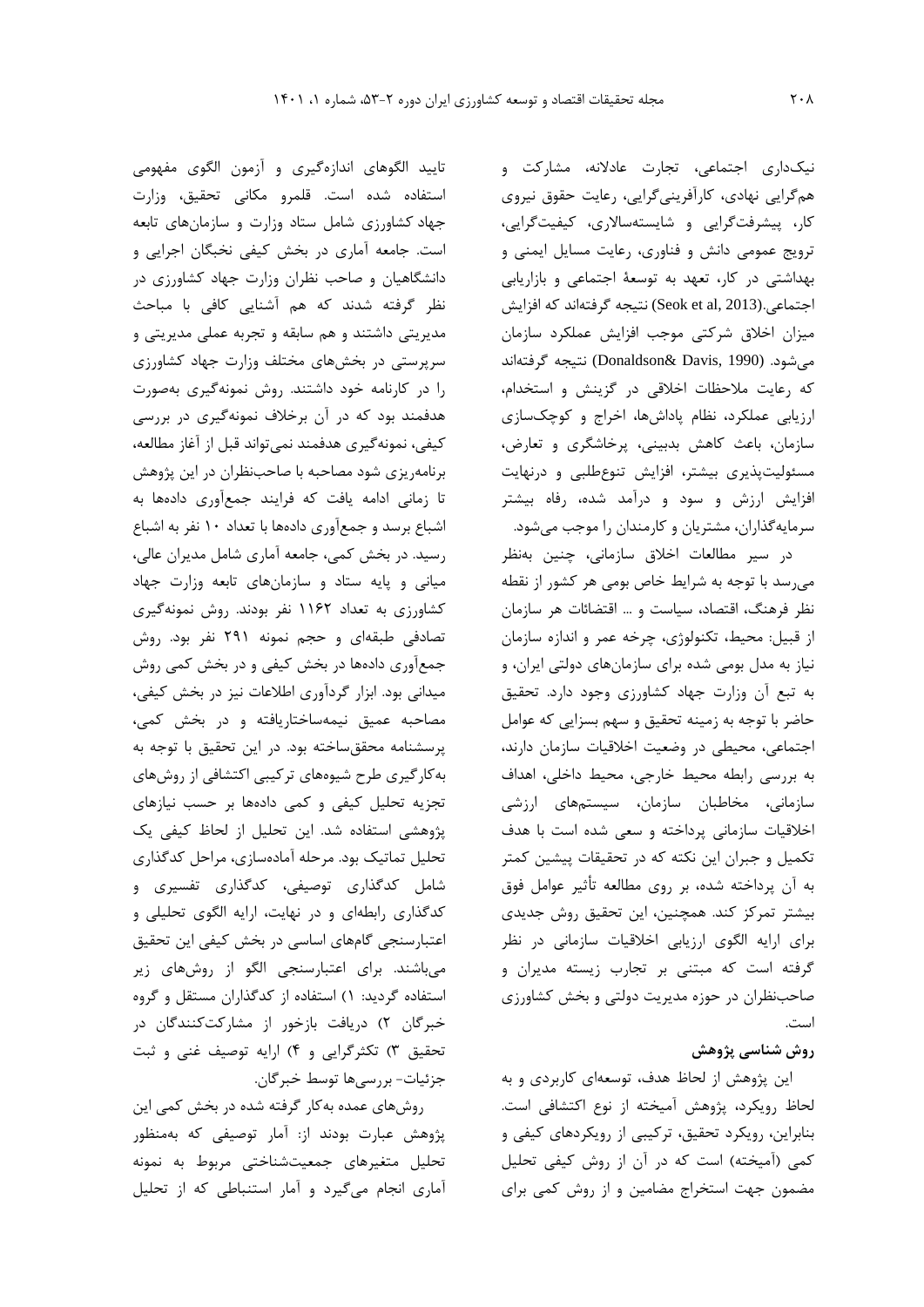نیک‌داری اجتماعی، تجارت عادلانه، مشارکت و هم‌گرایی نهادی، کارآفرینی‌گرایی، رعایت حقوق نیروی کار، پیشرفت‌گرایی و شایسته‌سالاری، کیفیت‌گرایی، ترویج عمومی دانش و فناوری، رعایت مسایل ایمنی و بهداشتی در کار، تعهد به توسعهٔ اجتماعی و بازاریابی اجتماعی.(Seok et al, 2013) نتیجه گرفته‌اند که افزایش میزان اخلاق شرکتی موجب افزایش عملکرد سازمان می‌شود. (Donaldson& Davis, 1990) نتیجه گرفته‌اند که رعایت ملاحظات اخلاقی در گزینش و استخدام، ارزیابی عملکرد، نظام پاداش‌ها، اخراج و کوچک‌سازی سازمان، باعث کاهش بدبینی، پرخاشگری و تعارض، مسئولیت‌پذیری بیشتر، افزایش تنوع‌طلبی و درنهایت افزایش ارزش و سود و درآمد شده، رفاه بیشتر سرمایه‌گذاران، مشتریان و کارمندان را موجب می‌شود.

در سیر مطالعات اخلاق سازمانی، چنین به‌نظر می‌رسد با توجه به شرایط خاص بومی هر کشور از نقطه نظر فرهنگ، اقتصاد، سیاست و ... اقتضائات هر سازمان از قبیل: محیط، تکنولوژی، چرخه عمر و اندازه سازمان نیاز به مدل بومی شده برای سازمان‌های دولتی ایران، و به تبع آن وزارت جهاد کشاورزی وجود دارد. تحقیق حاضر با توجه به زمینه تحقیق و سهم بسزایی که عوامل اجتماعی، محیطی در وضعیت اخلاقیات سازمان دارند، به بررسی رابطه محیط خارجی، محیط داخلی، اهداف سازمانی، مخاطبان سازمان، سیستم‌های ارزشی اخلاقیات سازمانی پرداخته و سعی شده است با هدف تکمیل و جبران این نکته که در تحقیقات پیشین کمتر به آن پرداخته شده، بر روی مطالعه تأثیر عوامل فوق بیشتر تمرکز کند. همچنین، این تحقیق روش جدیدی برای ارایه الگوی ارزیابی اخلاقیات سازمانی در نظر گرفته است که مبتنی بر تجارب زیسته مدیران و صاحب‌نظران در حوزه مدیریت دولتی و بخش کشاورزی است.

### روش شناسی پژوهش

این پژوهش از لحاظ هدف، توسعه‌ای کاربردی و به لحاظ رویکرد، پژوهش آمیخته از نوع اکتشافی است. بنابراین، رویکرد تحقیق، ترکیبی از رویکردهای کیفی و کمی (آمیخته) است که در آن از روش کیفی تحلیل مضمون جهت استخراج مضامین و از روش کمی برای تایید الگوهای اندازه‌گیری و آزمون الگوی مفهومی استفاده شده است. قلمرو مکانی تحقیق، وزارت جهاد کشاورزی شامل ستاد وزارت و سازمان‌های تابعه است. جامعه آماری در بخش کیفی نخبگان اجرایی و دانشگاهیان و صاحب نظران وزارت جهاد کشاورزی در نظر گرفته شدند که هم آشنایی کافی با مباحث مدیریتی داشتند و هم سابقه و تجربه عملی مدیریتی و سرپرستی در بخش‌های مختلف وزارت جهاد کشاورزی را در کارنامه خود داشتند. روش نمونه‌گیری به‌صورت هدفمند بود که در آن برخلاف نمونه‌گیری در بررسی کیفی، نمونه‌گیری هدفمند نمی‌تواند قبل از آغاز مطالعه، برنامه‌ریزی شود مصاحبه با صاحب‌نظران در این پژوهش تا زمانی ادامه یافت که فرایند جمع‌آوری داده‌ها به اشباع برسد و جمع‌آوری داده‌ها با تعداد ۱۰ نفر به اشباع رسید. در بخش کمی، جامعه آماری شامل مدیران عالی، میانی و پایه ستاد و سازمان‌های تابعه وزارت جهاد کشاورزی به تعداد ۱۱۶۲ نفر بودند. روش نمونه‌گیری تصادفی طبقه‌ای و حجم نمونه ۲۹۱ نفر بود. روش جمع‌آوری داده‌ها در بخش کیفی و در بخش کمی روش میدانی بود. ابزار گردآوری اطلاعات نیز در بخش کیفی، مصاحبه عمیق نیمه‌ساختاریافته و در بخش کمی، پرسشنامه محقق‌ساخته بود. در این تحقیق با توجه به به‌کارگیری طرح شیوه‌های ترکیبی اکتشافی از روش‌های تجزیه تحلیل کیفی و کمی داده‌ها بر حسب نیازهای پژوهشی استفاده شد. این تحلیل از لحاظ کیفی یک تحلیل تماتیک بود. مرحله آماده‌سازی، مراحل کدگذاری شامل کدگذاری توصیفی، کدگذاری تفسیری و کدگذاری رابطه‌ای و در نهایت، ارایه الگوی تحلیلی و اعتبارسنجی گام‌های اساسی در بخش کیفی این تحقیق می‌باشند. برای اعتبارسنجی الگو از روش‌های زیر استفاده گردید: ۱) استفاده از کدگذاران مستقل و گروه خبرگان ۲) دریافت بازخور از مشارکت‌کنندگان در تحقیق ۳) تکثرگرایی و ۴) ارایه توصیف غنی و ثبت جزئیات- بررسی‌ها توسط خبرگان.

روش‌های عمده به‌کار گرفته شده در بخش کمی این پژوهش عبارت بودند از: آمار توصیفی که به‌منظور تحلیل متغیرهای جمعیت‌شناختی مربوط به نمونه آماری انجام می‌گیرد و آمار استنباطی که از تحلیل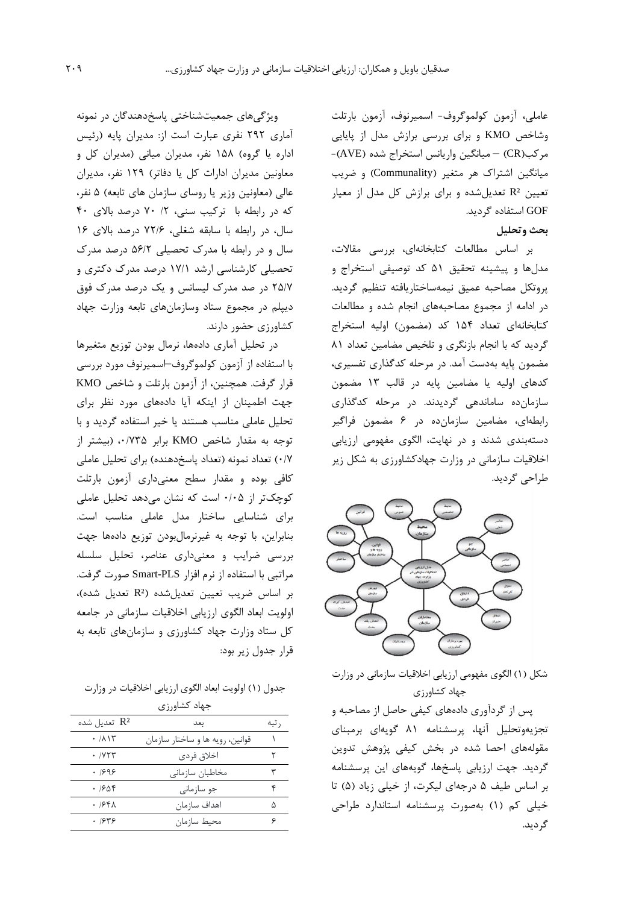عاملی، آزمون کولموگروف- اسمیرنوف، آزمون بارتلت وشاخص KMO و برای بررسی برازش مدل از پایایی مرکب(CR) – میانگین واریانس استخراج شده (AVE)- میانگین اشتراک هر متغیر (Communality) و ضریب تعیین $R^2$ تعدیل‌شده و برای برازش کل مدل از معیار GOF استفاده گردید.

**بحث و تحلیل**

بر اساس مطالعات کتابخانه‌ای، بررسی مقالات، مدل‌ها و پیشینه تحقیق ۵۱ کد توصیفی استخراج و پروتکل مصاحبه عمیق نیمه‌ساختاریافته تنظیم گردید. در ادامه از مجموع مصاحبه‌های انجام شده و مطالعات کتابخانه‌ای تعداد ۱۵۴ کد (مضمون) اولیه استخراج گردید که با انجام بازنگری و تلخیص مضامین تعداد ۸۱ مضمون پایه به‌دست آمد. در مرحله کدگذاری تفسیری، کدهای اولیه یا مضامین پایه در قالب ۱۳ مضمون سازمان‌ده سازماندهی گردیدند. در مرحله کدگذاری رابطه‌ای، مضامین سازمان‌ده در ۶ مضمون فراگیر دسته‌بندی شدند و در نهایت، الگوی مفهومی ارزیابی اخلاقیات سازمانی در وزارت جهادکشاورزی به شکل زیر طراحی گردید.

شکل (۱) الگوی مفهومی ارزیابی اخلاقیات سازمانی در وزارت جهاد کشاورزی

پس از گردآوری داده‌های کیفی حاصل از مصاحبه و تجزیه‌وتحلیل آنها، پرسشنامه ۸۱ گویه‌ای برمبنای مقوله‌های احصا شده در بخش کیفی پژوهش تدوین گردید. جهت ارزیابی پاسخ‌ها، گویه‌های این پرسشنامه بر اساس طیف ۵ درجه‌ای لیکرت، از خیلی زیاد (۵) تا خیلی کم (۱) به‌صورت پرسشنامه استاندارد طراحی گردید.

ویژگی‌های جمعیت‌شناختی پاسخ‌دهندگان در نمونه آماری ۲۹۲ نفری عبارت است از: مدیران پایه (رئیس اداره یا گروه) ۱۵۸ نفر، مدیران میانی (مدیران کل و معاونین مدیران ادارات کل یا دفاتر) ۱۲۹ نفر، مدیران عالی (معاونین وزیر یا روسای سازمان های تابعه) ۵ نفر، که در رابطه با ترکیب سنی، ۷۰ /۲ درصد بالای ۴۰ سال، در رابطه با سابقه شغلی، ۷۲/۶ درصد بالای ۱۶ سال و در رابطه با مدرک تحصیلی ۵۶/۲ درصد مدرک تحصیلی کارشناسی ارشد ۱۷/۱ درصد مدرک دکتری و ۲۵/۷ در صد مدرک لیسانس و یک درصد مدرک فوق دیپلم در مجموع ستاد وسازمان‌های تابعه وزارت جهاد کشاورزی حضور دارند.

در تحلیل آماری داده‌ها، نرمال بودن توزیع متغیرها با استفاده از آزمون کولموگروف–اسمیرنوف مورد بررسی قرار گرفت. همچنین، از آزمون بارتلت و شاخص KMO جهت اطمینان از اینکه آیا داده‌های مورد نظر برای تحلیل عاملی مناسب هستند یا خیر استفاده گردید و با توجه به مقدار شاخص KMO برابر ۰/۷۳۵، (بیشتر از ۰/۷) تعداد نمونه (تعداد پاسخ‌دهنده) برای تحلیل عاملی کافی بوده و مقدار سطح معنی‌داری آزمون بارتلت کوچک‌تر از ۰/۰۵ است که نشان می‌دهد تحلیل عاملی برای شناسایی ساختار مدل عاملی مناسب است. بنابراین، با توجه به غیرنرمال‌بودن توزیع داده‌ها جهت بررسی ضرایب و معنی‌داری عناصر، تحلیل سلسله مراتبی با استفاده از نرم افزار Smart-PLS صورت گرفت. بر اساس ضریب تعیین تعدیل‌شده ($R^2$ تعدیل شده)، اولویت ابعاد الگوی ارزیابی اخلاقیات سازمانی در جامعه کل ستاد وزارت جهاد کشاورزی و سازمان‌های تابعه به قرار جدول زیر بود:

جدول (۱) اولویت ابعاد الگوی ارزیابی اخلاقیات در وزارت جهاد کشاورزی

| رتبه | بعد | $R^2$ تعدیل شده |
|---|---|---|
| ۱ | قوانین، رویه ها و ساختار سازمان | ۰/۸۱۳ |
| ۲ | اخلاق فردی | ۰/۷۲۳ |
| ۳ | مخاطبان سازمانی | ۰/۶۹۶ |
| ۴ | جو سازمانی | ۰/۶۵۴ |
| ۵ | اهداف سازمان | ۰/۶۴۸ |
| ۶ | محیط سازمان | ۰/۶۳۶ |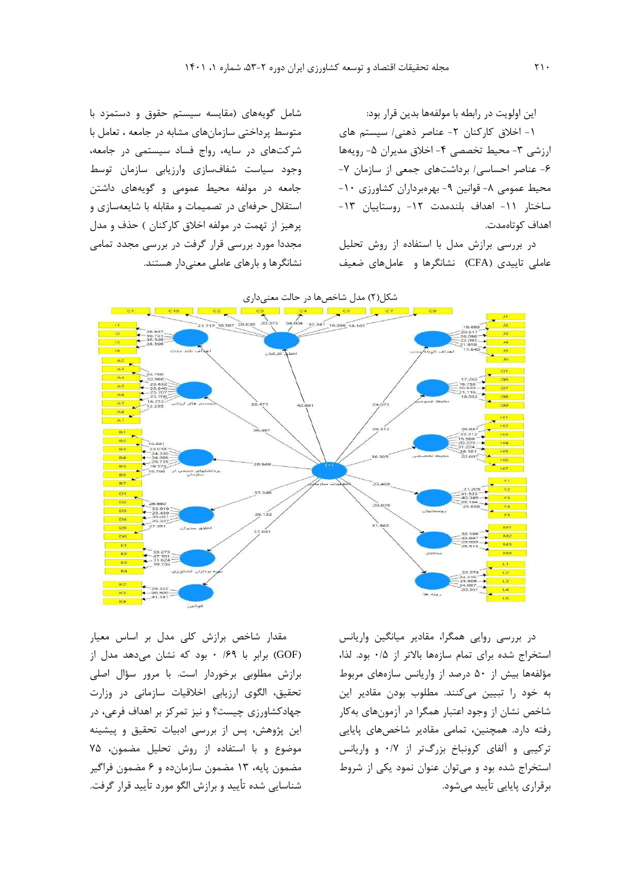این اولویت در رابطه با مولفه‌ها بدین قرار بود:
۱- اخلاق کارکنان ۲- عناصر ذهنی/ سیستم های ارزشی ۳- محیط تخصصی ۴- اخلاق مدیران ۵- رویه‌ها ۶- عناصر احساسی/ برداشت‌های جمعی از سازمان ۷- محیط عمومی ۸- قوانین ۹- بهره‌برداران کشاورزی ۱۰- ساختار ۱۱- اهداف بلندمدت ۱۲- روستاییان ۱۳- اهداف کوتاه‌مدت.

در بررسی برازش مدل با استفاده از روش تحلیل عاملی تاییدی (CFA) نشانگرها و عامل‌های ضعیف شامل گویه‌های (مقایسه سیستم حقوق و دستمزد با متوسط پرداختی سازمان‌های مشابه در جامعه ، تعامل با شرکت‌های در سایه، رواج فساد سیستمی در جامعه، وجود سیاست شفاف‌سازی وارزیابی سازمان توسط جامعه در مولفه محیط عمومی و گویه‌های داشتن استقلال حرفه‌ای در تصمیمات و مقابله با شایعه‌سازی و پرهیز از تهمت در مولفه اخلاق کارکنان ) حذف و مدل مجددا مورد بررسی قرار گرفت در بررسی مجدد تمامی نشانگرها و بارهای عاملی معنی‌دار هستند.

شکل(۲) مدل شاخص‌ها در حالت معنی‌داری

در بررسی روایی همگرا، مقادیر میانگین واریانس استخراج شده برای تمام سازه‌ها بالاتر از ۰/۵ بود. لذا، مؤلفه‌ها بیش از ۵۰ درصد از واریانس سازه‌های مربوط به خود را تبیین می‌کنند. مطلوب بودن مقادیر این شاخص نشان از وجود اعتبار همگرا در آزمون‌های به‌کار رفته دارد. همچنین، تمامی مقادیر شاخص‌های پایایی ترکیبی و آلفای کرونباخ بزرگ‌تر از ۰/۷ و واریانس استخراج شده بود و می‌توان عنوان نمود یکی از شروط برقراری پایایی تأیید می‌شود.

مقدار شاخص برازش کلی مدل بر اساس معیار (GOF) برابر با ۰/۶۹ بود که نشان می‌دهد مدل از برازش مطلوبی برخوردار است. با مرور سؤال اصلی تحقیق، الگوی ارزیابی اخلاقیات سازمانی در وزارت جهادکشاورزی چیست؟ و نیز تمرکز بر اهداف فرعی، در این پژوهش، پس از بررسی ادبیات تحقیق و پیشینه موضوع و با استفاده از روش تحلیل مضمون، ۷۵ مضمون پایه، ۱۳ مضمون سازمان‌ده و ۶ مضمون فراگیر شناسایی شده تأیید و برازش الگو مورد تأیید قرار گرفت.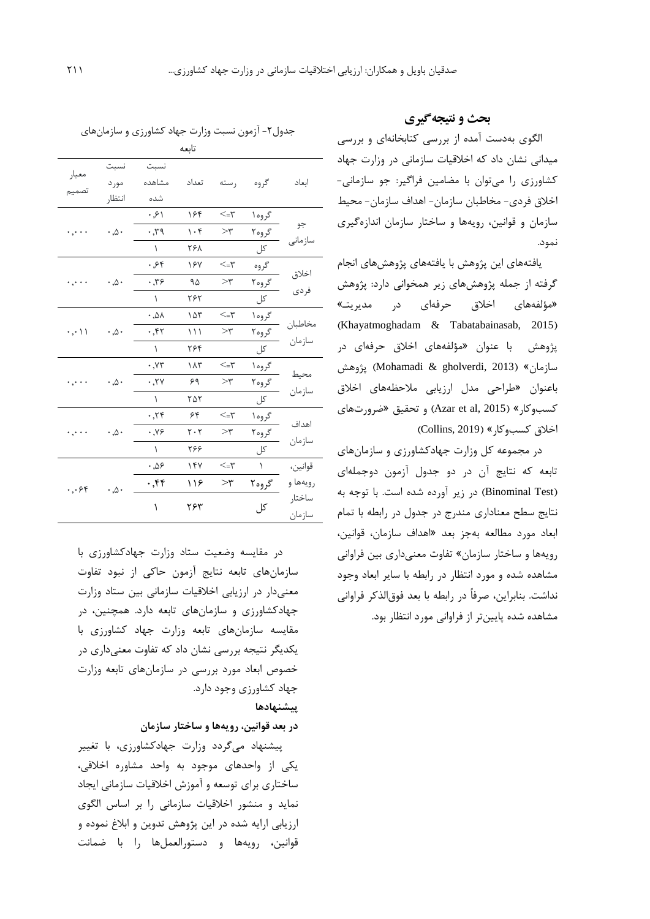## بحث و نتیجه‌گیری

الگوی به‌دست آمده از بررسی کتابخانه‌ای و بررسی میدانی نشان داد که اخلاقیات سازمانی در وزارت جهاد کشاورزی را می‌توان با مضامین فراگیر: جو سازمانی- اخلاق فردی- مخاطبان سازمان- اهداف سازمان- محیط سازمان و قوانین، رویه‌ها و ساختار سازمان اندازه‌گیری نمود.

یافته‌های این پژوهش با یافته‌های پژوهش‌های انجام گرفته از جمله پژوهش‌های زیر همخوانی دارد: پژوهش «مؤلفه‌های اخلاق حرفه‌ای در مدیریت» (Khayatmoghadam & Tabatabainasab, 2015) پژوهش با عنوان «مؤلفه‌های اخلاق حرفه‌ای در سازمان» (Mohamadi & gholverdi, 2013) پژوهش باعنوان «طراحی مدل ارزیابی ملاحظه‌های اخلاق کسب‌وکار» (Azar et al, 2015) و تحقیق «ضرورت‌های اخلاق کسب‌وکار» (Collins, 2019)

در مجموعه کل وزارت جهادکشاورزی و سازمان‌های تابعه که نتایج آن در دو جدول آزمون دوجمله‌ای (Binominal Test) در زیر آورده شده است. با توجه به نتایج سطح معناداری مندرج در جدول در رابطه با تمام ابعاد مورد مطالعه به‌جز بعد «اهداف سازمان، قوانین، رویه‌ها و ساختار سازمان» تفاوت معنی‌داری بین فراوانی مشاهده شده و مورد انتظار در رابطه با سایر ابعاد وجود نداشت. بنابراین، صرفاً در رابطه با بعد فوق‌الذکر فراوانی مشاهده شده پایین‌تر از فراوانی مورد انتظار بود.

جدول۲- آزمون نسبت وزارت جهاد کشاورزی و سازمان‌های تابعه

| ابعاد | گروه | رسته | تعداد | نسبت مشاهده شده | نسبت مورد انتظار | معیار تصمیم |
|---|---|---|---|---|---|---|
| جو سازمانی | گروه۱ | <=۳ | ۱۶۴ | ۰،۶۱ | ۰،۵۰ | ۰،۰۰۰ |
| | گروه۲ | >۳ | ۱۰۴ | ۰،۳۹ | | |
| | کل | | ۲۶۸ | ۱ | | |
| اخلاق فردی | گروه | <=۳ | ۱۶۷ | ۰،۶۴ | ۰،۵۰ | ۰،۰۰۰ |
| | گروه۲ | >۳ | ۹۵ | ۰،۳۶ | | |
| | کل | | ۲۶۲ | ۱ | | |
| مخاطبان سازمان | گروه۱ | <=۳ | ۱۵۳ | ۰،۵۸ | ۰،۵۰ | ۰،۰۱۱ |
| | گروه۲ | >۳ | ۱۱۱ | ۰،۴۲ | | |
| | کل | | ۲۶۴ | ۱ | | |
| محیط سازمان | گروه۱ | <=۳ | ۱۸۳ | ۰،۷۳ | ۰،۵۰ | ۰،۰۰۰ |
| | گروه۲ | >۳ | ۶۹ | ۰،۲۷ | | |
| | کل | | ۲۵۲ | ۱ | | |
| اهداف سازمان | گروه۱ | <=۳ | ۶۴ | ۰،۲۴ | ۰،۵۰ | ۰،۰۰۰ |
| | گروه۲ | >۳ | ۲۰۲ | ۰،۷۶ | | |
| | کل | | ۲۶۶ | ۱ | | |
| قوانین، رویه‌ها و ساختار سازمان | ۱ | <=۳ | ۱۴۷ | ۰،۵۶ | ۰،۵۰ | ۰،۰۶۴ |
| | گروه۲ | >۳ | ۱۱۶ | ۰،۴۴ | | |
| | کل | | ۲۶۳ | ۱ | | |

در مقایسه وضعیت ستاد وزارت جهادکشاورزی با سازمان‌های تابعه نتایج آزمون حاکی از نبود تفاوت معنی‌دار در ارزیابی اخلاقیات سازمانی بین ستاد وزارت جهادکشاورزی و سازمان‌های تابعه دارد. همچنین، در مقایسه سازمان‌های تابعه وزارت جهاد کشاورزی با یکدیگر نتیجه بررسی نشان داد که تفاوت معنی‌داری در خصوص ابعاد مورد بررسی در سازمان‌های تابعه وزارت جهاد کشاورزی وجود دارد.

**پیشنهادها**

**در بعد قوانین، رویه‌ها و ساختار سازمان**

پیشنهاد می‌گردد وزارت جهادکشاورزی، با تغییر یکی از واحدهای موجود به واحد مشاوره اخلاقی، ساختاری برای توسعه و آموزش اخلاقیات سازمانی ایجاد نماید و منشور اخلاقیات سازمانی را بر اساس الگوی ارزیابی ارایه شده در این پژوهش تدوین و ابلاغ نموده و قوانین، رویه‌ها و دستورالعمل‌ها را با ضمانت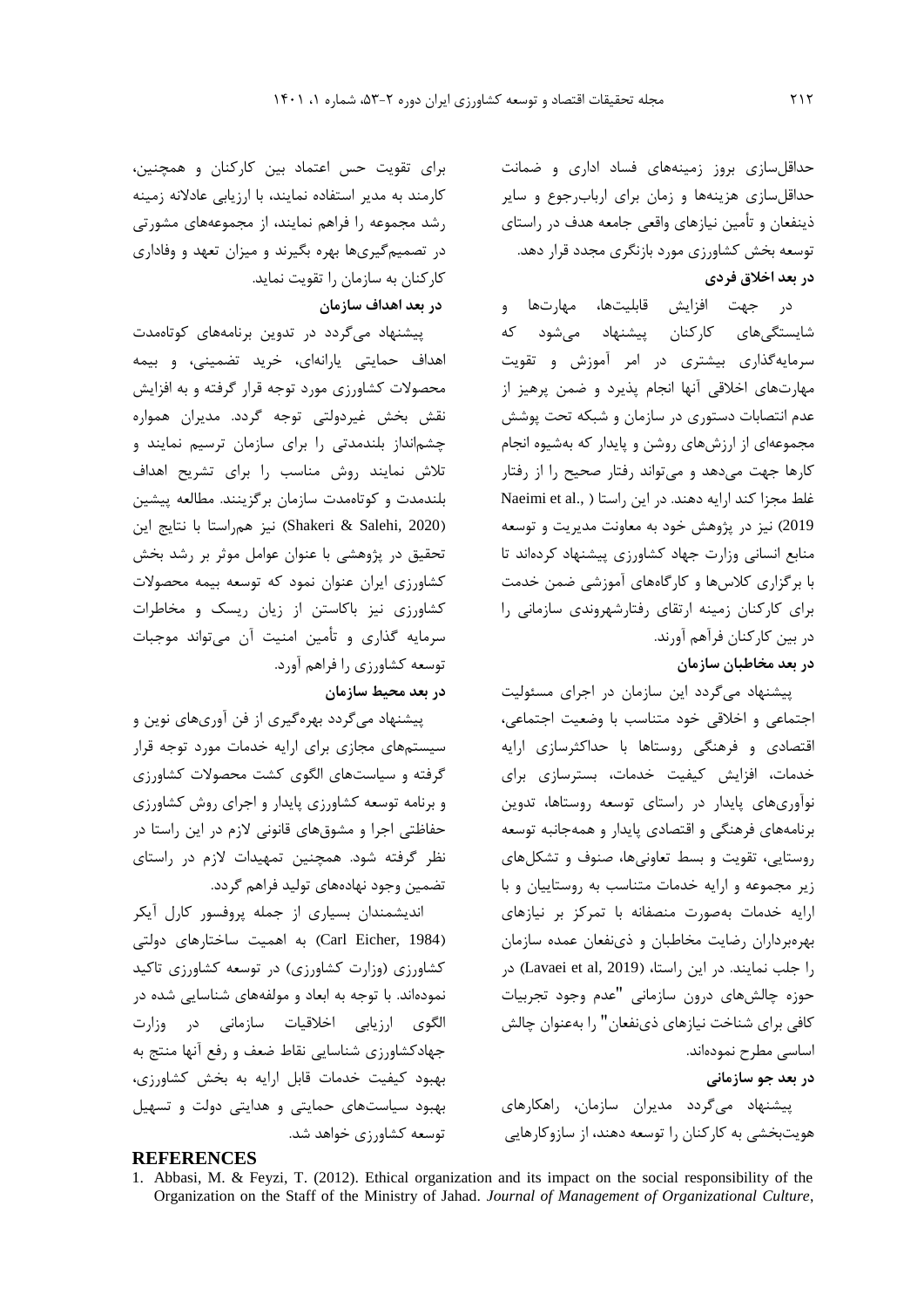حداقل‌سازی بروز زمینه‌های فساد اداری و ضمانت حداقل‌سازی هزینه‌ها و زمان برای ارباب‌رجوع و سایر ذینفعان و تأمین نیازهای واقعی جامعه هدف در راستای توسعه بخش کشاورزی مورد بازنگری مجدد قرار دهد.

**در بعد اخلاق فردی**

در جهت افزایش قابلیت‌ها، مهارت‌ها و شایستگی‌های کارکنان پیشنهاد می‌شود که سرمایه‌گذاری بیشتری در امر آموزش و تقویت مهارت‌های اخلاقی آنها انجام پذیرد و ضمن پرهیز از عدم انتصابات دستوری در سازمان و شبکه تحت پوشش مجموعه‌ای از ارزش‌های روشن و پایدار که به‌شیوه انجام کارها جهت می‌دهد و می‌تواند رفتار صحیح را از رفتار غلط مجزا کند ارایه دهند. در این راستا (Naeimi et al., 2019) نیز در پژوهش خود به معاونت مدیریت و توسعه منابع انسانی وزارت جهاد کشاورزی پیشنهاد کرده‌اند تا با برگزاری کلاس‌ها و کارگاه‌های آموزشی ضمن خدمت برای کارکنان زمینه ارتقای رفتارشهروندی سازمانی را در بین کارکنان فرآهم آورند.

**در بعد مخاطبان سازمان**

پیشنهاد می‌گردد این سازمان در اجرای مسئولیت اجتماعی و اخلاقی خود متناسب با وضعیت اجتماعی، اقتصادی و فرهنگی روستاها با حداکثرسازی ارایه خدمات، افزایش کیفیت خدمات، بسترسازی برای نوآوری‌های پایدار در راستای توسعه روستاها، تدوین برنامه‌های فرهنگی و اقتصادی پایدار و همه‌جانبه توسعه روستایی، تقویت و بسط تعاونی‌ها، صنوف و تشکل‌های زیر مجموعه و ارایه خدمات متناسب به روستاییان و با ارایه خدمات به‌صورت منصفانه با تمرکز بر نیازهای بهره‌برداران رضایت مخاطبان و ذی‌نفعان عمده سازمان را جلب نمایند. در این راستا، (Lavaei et al, 2019) در حوزه چالش‌های درون سازمانی "عدم وجود تجربیات کافی برای شناخت نیازهای ذی‌نفعان" را به‌عنوان چالش اساسی مطرح نموده‌اند.

**در بعد جو سازمانی**

پیشنهاد می‌گردد مدیران سازمان، راهکارهای هویت‌بخشی به کارکنان را توسعه دهند، از سازوکارهایی برای تقویت حس اعتماد بین کارکنان و همچنین، کارمند به مدیر استفاده نمایند، با ارزیابی عادلانه زمینه رشد مجموعه را فراهم نمایند، از مجموعه‌های مشورتی در تصمیم‌گیری‌ها بهره بگیرند و میزان تعهد و وفاداری کارکنان به سازمان را تقویت نماید.

**در بعد اهداف سازمان**

پیشنهاد می‌گردد در تدوین برنامه‌های کوتاه‌مدت اهداف حمایتی یارانه‌ای، خرید تضمینی، و بیمه محصولات کشاورزی مورد توجه قرار گرفته و به افزایش نقش بخش غیردولتی توجه گردد. مدیران همواره چشم‌انداز بلندمدتی را برای سازمان ترسیم نمایند و تلاش نمایند روش مناسب را برای تشریح اهداف بلندمدت و کوتاه‌مدت سازمان برگزینند. مطالعه پیشین (Shakeri & Salehi, 2020) نیز هم‌راستا با نتایج این تحقیق در پژوهشی با عنوان عوامل موثر بر رشد بخش کشاورزی ایران عنوان نمود که توسعه بیمه محصولات کشاورزی نیز باکاستن از زیان ریسک و مخاطرات سرمایه گذاری و تأمین امنیت آن می‌تواند موجبات توسعه کشاورزی را فراهم آورد.

**در بعد محیط سازمان**

پیشنهاد می‌گردد بهره‌گیری از فن آوری‌های نوین و سیستم‌های مجازی برای ارایه خدمات مورد توجه قرار گرفته و سیاست‌های الگوی کشت محصولات کشاورزی و برنامه توسعه کشاورزی پایدار و اجرای روش کشاورزی حفاظتی اجرا و مشوق‌های قانونی لازم در این راستا در نظر گرفته شود. همچنین تمهیدات لازم در راستای تضمین وجود نهاده‌های تولید فراهم گردد.

اندیشمندان بسیاری از جمله پروفسور کارل آیکر (Carl Eicher, 1984) به اهمیت ساختارهای دولتی کشاورزی (وزارت کشاورزی) در توسعه کشاورزی تاکید نموده‌اند. با توجه به ابعاد و مولفه‌های شناسایی شده در الگوی ارزیابی اخلاقیات سازمانی در وزارت جهادکشاورزی شناسایی نقاط ضعف و رفع آنها منتج به بهبود کیفیت خدمات قابل ارایه به بخش کشاورزی، بهبود سیاست‌های حمایتی و هدایتی دولت و تسهیل توسعه کشاورزی خواهد شد.

## REFERENCES

1. Abbasi, M. & Feyzi, T. (2012). Ethical organization and its impact on the social responsibility of the Organization on the Staff of the Ministry of Jahad. *Journal of Management of Organizational Culture*,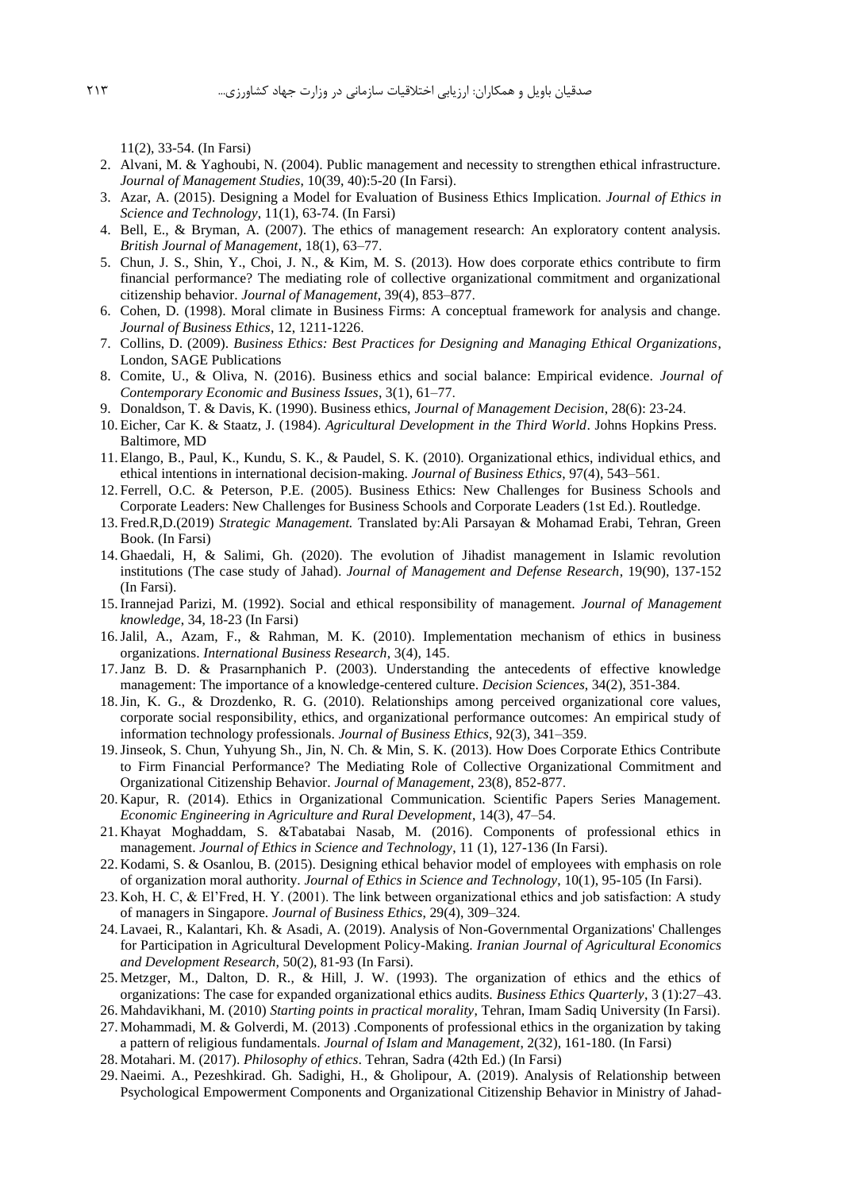11(2), 33-54. (In Farsi)

2. Alvani, M. & Yaghoubi, N. (2004). Public management and necessity to strengthen ethical infrastructure. *Journal of Management Studies*, 10(39, 40):5-20 (In Farsi).
3. Azar, A. (2015). Designing a Model for Evaluation of Business Ethics Implication. *Journal of Ethics in Science and Technology*, 11(1), 63-74. (In Farsi)
4. Bell, E., & Bryman, A. (2007). The ethics of management research: An exploratory content analysis. *British Journal of Management*, 18(1), 63–77.
5. Chun, J. S., Shin, Y., Choi, J. N., & Kim, M. S. (2013). How does corporate ethics contribute to firm financial performance? The mediating role of collective organizational commitment and organizational citizenship behavior. *Journal of Management*, 39(4), 853–877.
6. Cohen, D. (1998). Moral climate in Business Firms: A conceptual framework for analysis and change. *Journal of Business Ethics*, 12, 1211-1226.
7. Collins, D. (2009). *Business Ethics: Best Practices for Designing and Managing Ethical Organizations*, London, SAGE Publications
8. Comite, U., & Oliva, N. (2016). Business ethics and social balance: Empirical evidence. *Journal of Contemporary Economic and Business Issues*, 3(1), 61–77.
9. Donaldson, T. & Davis, K. (1990). Business ethics, *Journal of Management Decision*, 28(6): 23-24.
10. Eicher, Car K. & Staatz, J. (1984). *Agricultural Development in the Third World*. Johns Hopkins Press. Baltimore, MD
11. Elango, B., Paul, K., Kundu, S. K., & Paudel, S. K. (2010). Organizational ethics, individual ethics, and ethical intentions in international decision-making. *Journal of Business Ethics*, 97(4), 543–561.
12. Ferrell, O.C. & Peterson, P.E. (2005). Business Ethics: New Challenges for Business Schools and Corporate Leaders: New Challenges for Business Schools and Corporate Leaders (1st Ed.). Routledge.
13. Fred.R,D.(2019) *Strategic Management.* Translated by:Ali Parsayan & Mohamad Erabi, Tehran, Green Book. (In Farsi)
14. Ghaedali, H, & Salimi, Gh. (2020). The evolution of Jihadist management in Islamic revolution institutions (The case study of Jahad). *Journal of Management and Defense Research*, 19(90), 137-152 (In Farsi).
15. Irannejad Parizi, M. (1992). Social and ethical responsibility of management. *Journal of Management knowledge*, 34, 18-23 (In Farsi)
16. Jalil, A., Azam, F., & Rahman, M. K. (2010). Implementation mechanism of ethics in business organizations. *International Business Research*, 3(4), 145.
17. Janz B. D. & Prasarnphanich P. (2003). Understanding the antecedents of effective knowledge management: The importance of a knowledge-centered culture. *Decision Sciences*, 34(2), 351-384.
18. Jin, K. G., & Drozdenko, R. G. (2010). Relationships among perceived organizational core values, corporate social responsibility, ethics, and organizational performance outcomes: An empirical study of information technology professionals. *Journal of Business Ethics*, 92(3), 341–359.
19. Jinseok, S. Chun, Yuhyung Sh., Jin, N. Ch. & Min, S. K. (2013). How Does Corporate Ethics Contribute to Firm Financial Performance? The Mediating Role of Collective Organizational Commitment and Organizational Citizenship Behavior. *Journal of Management*, 23(8), 852-877.
20. Kapur, R. (2014). Ethics in Organizational Communication. Scientific Papers Series Management. *Economic Engineering in Agriculture and Rural Development*, 14(3), 47–54.
21. Khayat Moghaddam, S. &Tabatabai Nasab, M. (2016). Components of professional ethics in management. *Journal of Ethics in Science and Technology*, 11 (1), 127-136 (In Farsi).
22. Kodami, S. & Osanlou, B. (2015). Designing ethical behavior model of employees with emphasis on role of organization moral authority. *Journal of Ethics in Science and Technology*, 10(1), 95-105 (In Farsi).
23. Koh, H. C, & El'Fred, H. Y. (2001). The link between organizational ethics and job satisfaction: A study of managers in Singapore. *Journal of Business Ethics*, 29(4), 309–324.
24. Lavaei, R., Kalantari, Kh. & Asadi, A. (2019). Analysis of Non-Governmental Organizations' Challenges for Participation in Agricultural Development Policy-Making. *Iranian Journal of Agricultural Economics and Development Research*, 50(2), 81-93 (In Farsi).
25. Metzger, M., Dalton, D. R., & Hill, J. W. (1993). The organization of ethics and the ethics of organizations: The case for expanded organizational ethics audits. *Business Ethics Quarterly*, 3 (1):27–43.
26. Mahdavikhani, M. (2010) *Starting points in practical morality*, Tehran, Imam Sadiq University (In Farsi).
27. Mohammadi, M. & Golverdi, M. (2013) .Components of professional ethics in the organization by taking a pattern of religious fundamentals. *Journal of Islam and Management*, 2(32), 161-180. (In Farsi)
28. Motahari. M. (2017). *Philosophy of ethics*. Tehran, Sadra (42th Ed.) (In Farsi)
29. Naeimi. A., Pezeshkirad. Gh. Sadighi, H., & Gholipour, A. (2019). Analysis of Relationship between Psychological Empowerment Components and Organizational Citizenship Behavior in Ministry of Jahad-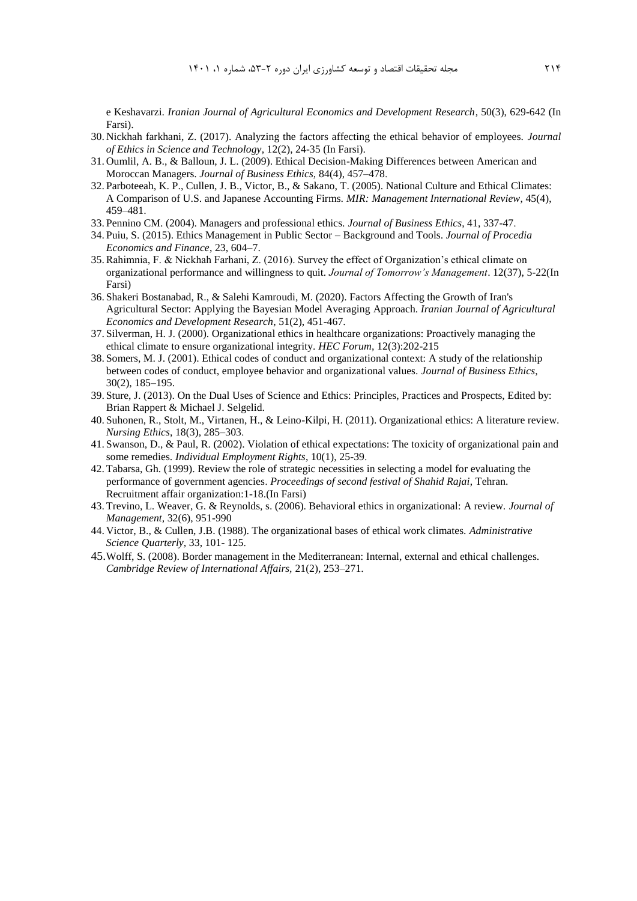e Keshavarzi. *Iranian Journal of Agricultural Economics and Development Research*, 50(3), 629-642 (In Farsi).

30. Nickhah farkhani, Z. (2017). Analyzing the factors affecting the ethical behavior of employees. *Journal of Ethics in Science and Technology*, 12(2), 24-35 (In Farsi).
31. Oumlil, A. B., & Balloun, J. L. (2009). Ethical Decision-Making Differences between American and Moroccan Managers. *Journal of Business Ethics*, 84(4), 457–478.
32. Parboteeah, K. P., Cullen, J. B., Victor, B., & Sakano, T. (2005). National Culture and Ethical Climates: A Comparison of U.S. and Japanese Accounting Firms. *MIR: Management International Review*, 45(4), 459–481.
33. Pennino CM. (2004). Managers and professional ethics. *Journal of Business Ethics*, 41, 337-47.
34. Puiu, S. (2015). Ethics Management in Public Sector – Background and Tools. *Journal of Procedia Economics and Finance*, 23, 604–7.
35. Rahimnia, F. & Nickhah Farhani, Z. (2016). Survey the effect of Organization's ethical climate on organizational performance and willingness to quit. *Journal of Tomorrow's Management*. 12(37), 5-22(In Farsi)
36. Shakeri Bostanabad, R., & Salehi Kamroudi, M. (2020). Factors Affecting the Growth of Iran's Agricultural Sector: Applying the Bayesian Model Averaging Approach. *Iranian Journal of Agricultural Economics and Development Research*, 51(2), 451-467.
37. Silverman, H. J. (2000). Organizational ethics in healthcare organizations: Proactively managing the ethical climate to ensure organizational integrity. *HEC Forum*, 12(3):202-215
38. Somers, M. J. (2001). Ethical codes of conduct and organizational context: A study of the relationship between codes of conduct, employee behavior and organizational values. *Journal of Business Ethics*, 30(2), 185–195.
39. Sture, J. (2013). On the Dual Uses of Science and Ethics: Principles, Practices and Prospects, Edited by: Brian Rappert & Michael J. Selgelid.
40. Suhonen, R., Stolt, M., Virtanen, H., & Leino-Kilpi, H. (2011). Organizational ethics: A literature review. *Nursing Ethics*, 18(3), 285–303.
41. Swanson, D., & Paul, R. (2002). Violation of ethical expectations: The toxicity of organizational pain and some remedies. *Individual Employment Rights*, 10(1), 25-39.
42. Tabarsa, Gh. (1999). Review the role of strategic necessities in selecting a model for evaluating the performance of government agencies. *Proceedings of second festival of Shahid Rajai*, Tehran. Recruitment affair organization:1-18.(In Farsi)
43. Trevino, L. Weaver, G. & Reynolds, s. (2006). Behavioral ethics in organizational: A review. *Journal of Management*, 32(6), 951-990
44. Victor, B., & Cullen, J.B. (1988). The organizational bases of ethical work climates. *Administrative Science Quarterly*, 33, 101- 125.
45. Wolff, S. (2008). Border management in the Mediterranean: Internal, external and ethical challenges. *Cambridge Review of International Affairs*, 21(2), 253–271.